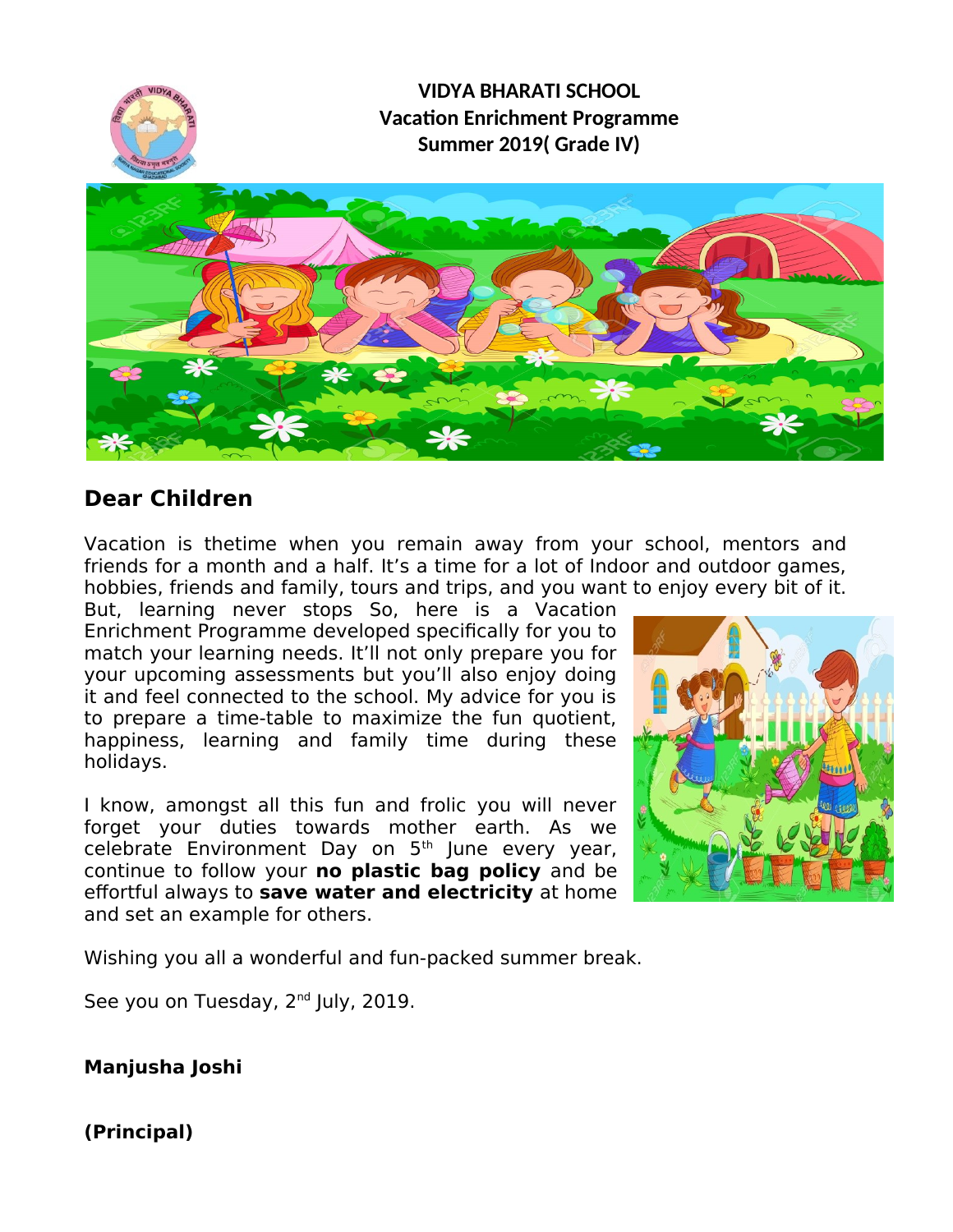**VIDYA BHARATI SCHOOL**
**Vacation Enrichment Programme**
**Summer 2019( Grade IV)**

## Dear Children

Vacation is thetime when you remain away from your school, mentors and friends for a month and a half. It's a time for a lot of Indoor and outdoor games, hobbies, friends and family, tours and trips, and you want to enjoy every bit of it. But, learning never stops So, here is a Vacation Enrichment Programme developed specifically for you to match your learning needs. It'll not only prepare you for your upcoming assessments but you'll also enjoy doing it and feel connected to the school. My advice for you is to prepare a time-table to maximize the fun quotient, happiness, learning and family time during these holidays.

I know, amongst all this fun and frolic you will never forget your duties towards mother earth. As we celebrate Environment Day on 5th June every year, continue to follow your **no plastic bag policy** and be effortful always to **save water and electricity** at home and set an example for others.

Wishing you all a wonderful and fun-packed summer break.

See you on Tuesday, 2nd July, 2019.

**Manjusha Joshi**

**(Principal)**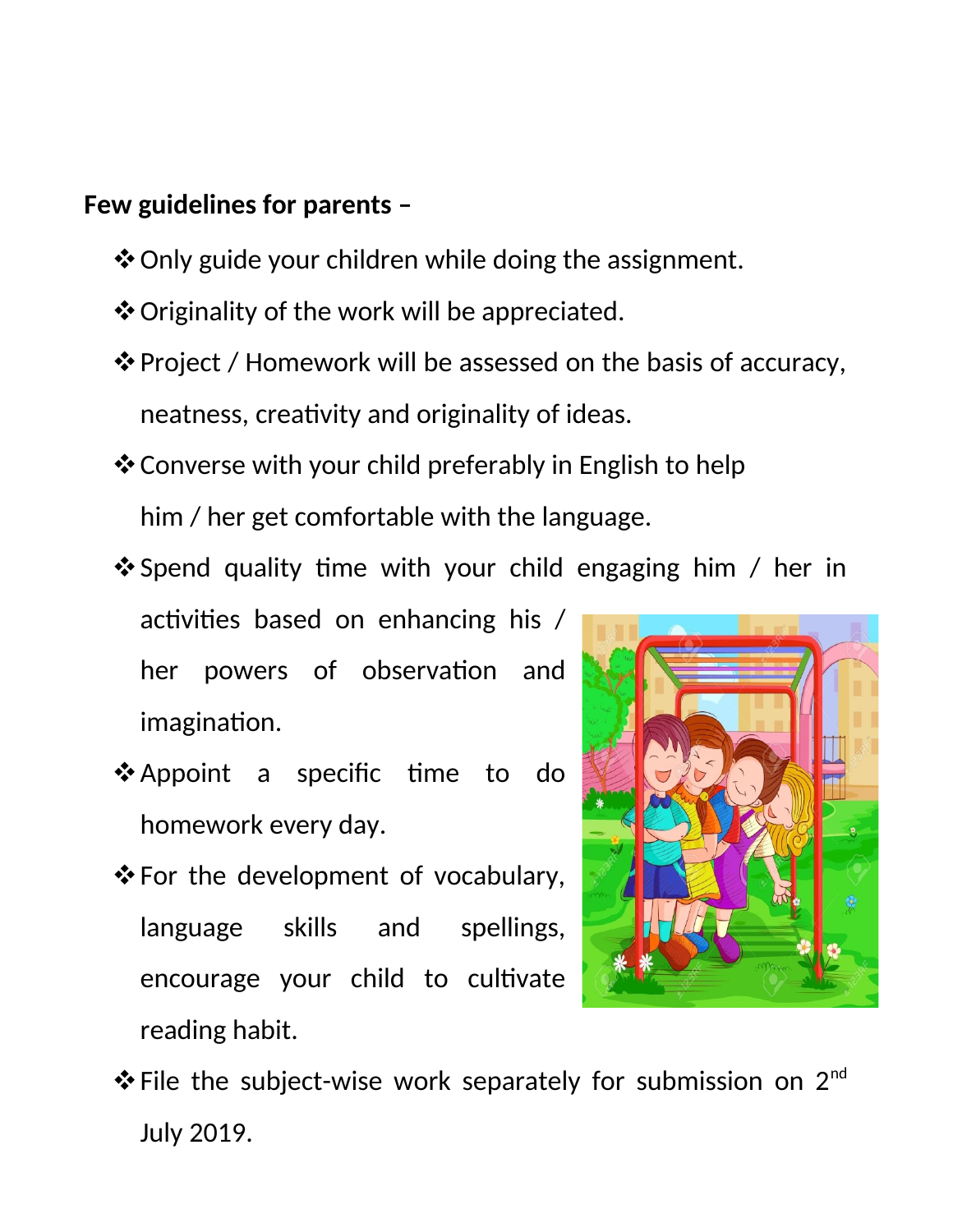**Few guidelines for parents –**

- Only guide your children while doing the assignment.
- Originality of the work will be appreciated.
- Project / Homework will be assessed on the basis of accuracy, neatness, creativity and originality of ideas.
- Converse with your child preferably in English to help him / her get comfortable with the language.
- Spend quality time with your child engaging him / her in activities based on enhancing his / her powers of observation and imagination.
- Appoint a specific time to do homework every day.
- For the development of vocabulary, language skills and spellings, encourage your child to cultivate reading habit.
- File the subject-wise work separately for submission on 2nd July 2019.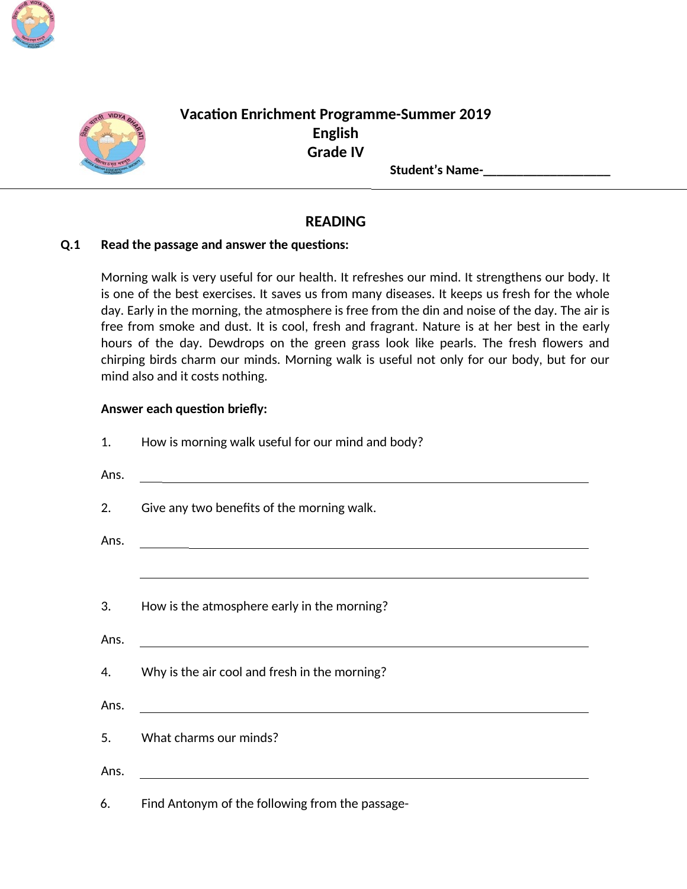# Vacation Enrichment Programme-Summer 2019

## English

## Grade IV

**Student's Name-____________________**

---

## READING

**Q.1 Read the passage and answer the questions:**

Morning walk is very useful for our health. It refreshes our mind. It strengthens our body. It is one of the best exercises. It saves us from many diseases. It keeps us fresh for the whole day. Early in the morning, the atmosphere is free from the din and noise of the day. The air is free from smoke and dust. It is cool, fresh and fragrant. Nature is at her best in the early hours of the day. Dewdrops on the green grass look like pearls. The fresh flowers and chirping birds charm our minds. Morning walk is useful not only for our body, but for our mind also and it costs nothing.

**Answer each question briefly:**

1. How is morning walk useful for our mind and body?

   Ans. ________________________________________________

2. Give any two benefits of the morning walk.

   Ans. ________________________________________________

   ________________________________________________

3. How is the atmosphere early in the morning?

   Ans. ________________________________________________

4. Why is the air cool and fresh in the morning?

   Ans. ________________________________________________

5. What charms our minds?

   Ans. ________________________________________________

6. Find Antonym of the following from the passage-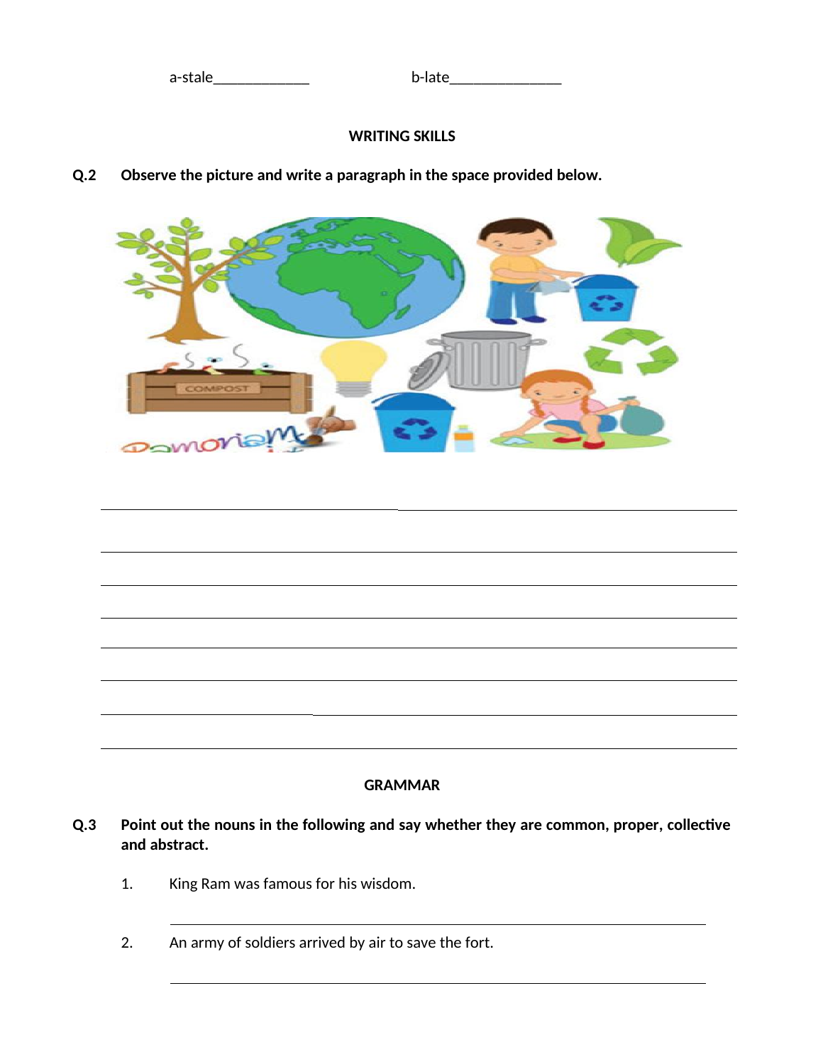a-stale_____________ b-late_______________

## WRITING SKILLS

**Q.2 Observe the picture and write a paragraph in the space provided below.**

________________________________________________________________________

________________________________________________________________________

________________________________________________________________________

________________________________________________________________________

________________________________________________________________________

________________________________________________________________________

________________________________________________________________________

________________________________________________________________________

## GRAMMAR

**Q.3 Point out the nouns in the following and say whether they are common, proper, collective and abstract.**

1. King Ram was famous for his wisdom.

   ________________________________________________________________

2. An army of soldiers arrived by air to save the fort.

   ________________________________________________________________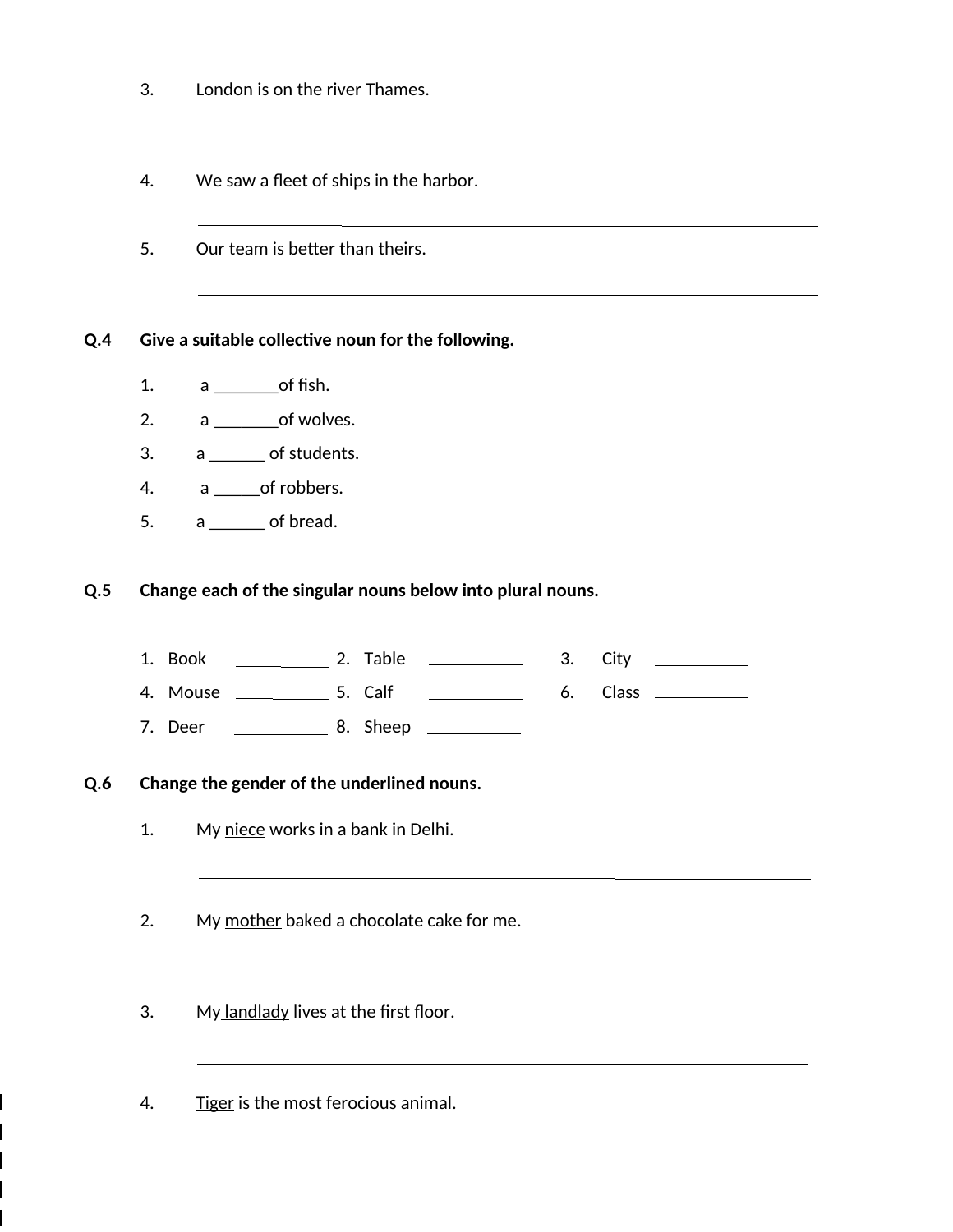3. London is on the river Thames.

_______________________________________________

4. We saw a fleet of ships in the harbor.

_______________________________________________

5. Our team is better than theirs.

_______________________________________________

**Q.4 Give a suitable collective noun for the following.**

1. a _______of fish.
2. a _______of wolves.
3. a ______ of students.
4. a _____of robbers.
5. a ______ of bread.

**Q.5 Change each of the singular nouns below into plural nouns.**

| | | |
|---|---|---|
| 1. Book ___________ | 2. Table ___________ | 3. City ___________ |
| 4. Mouse ___________ | 5. Calf ___________ | 6. Class ___________ |
| 7. Deer ___________ | 8. Sheep ___________ | |

**Q.6 Change the gender of the underlined nouns.**

1. My <u>niece</u> works in a bank in Delhi.

_______________________________________________

2. My <u>mother</u> baked a chocolate cake for me.

_______________________________________________

3. My <u>landlady</u> lives at the first floor.

_______________________________________________

4. <u>Tiger</u> is the most ferocious animal.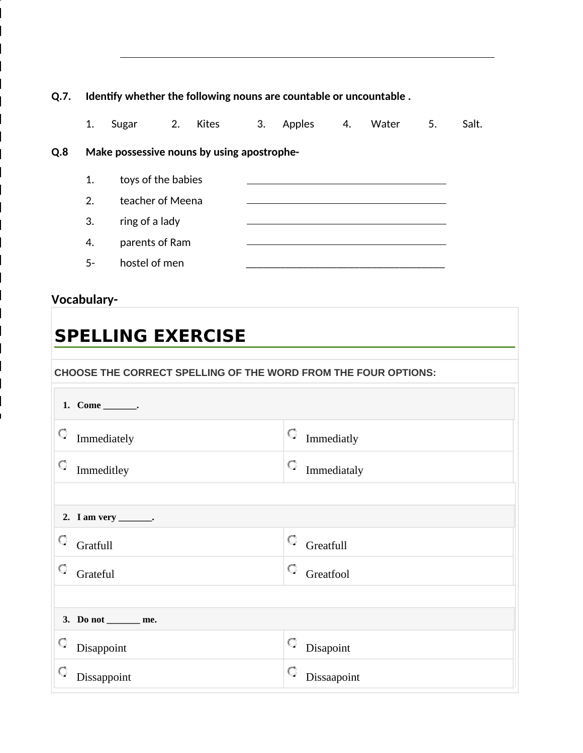**Q.7.** **Identify whether the following nouns are countable or uncountable .**

1. Sugar 2. Kites 3. Apples 4. Water 5. Salt.

**Q.8** **Make possessive nouns by using apostrophe-**

1. toys of the babies ______________________________
2. teacher of Meena ______________________________
3. ring of a lady ______________________________
4. parents of Ram ______________________________
5- hostel of men ______________________________

**Vocabulary-**

# SPELLING EXERCISE

**CHOOSE THE CORRECT SPELLING OF THE WORD FROM THE FOUR OPTIONS:**

**1. Come _______.**

| | |
|---|---|
| Immediately | Immediatly |
| Immeditley | Immediataly |

**2. I am very _______.**

| | |
|---|---|
| Gratfull | Greatfull |
| Grateful | Greatfool |

**3. Do not _______ me.**

| | |
|---|---|
| Disappoint | Disapoint |
| Dissappoint | Dissaapoint |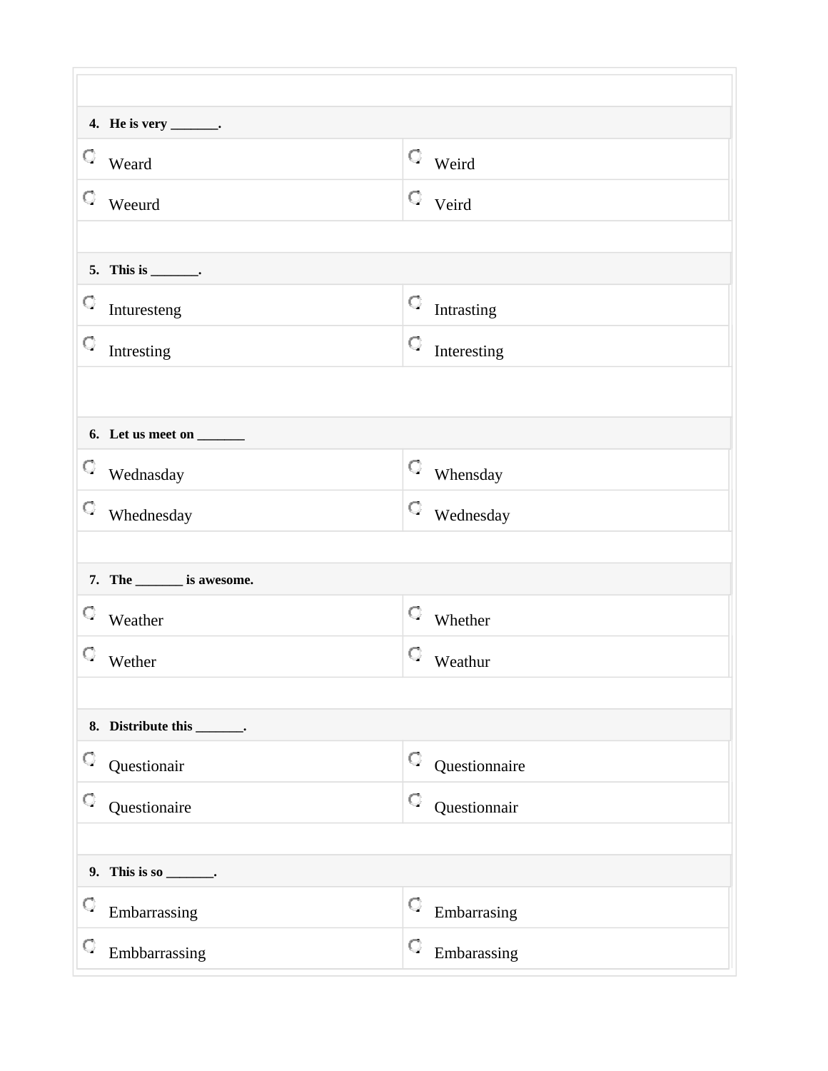**4. He is very _______.**

| | |
|---|---|
| ○ Weard | ○ Weird |
| ○ Weeurd | ○ Veird |

**5. This is _______.**

| | |
|---|---|
| ○ Inturesteng | ○ Intrasting |
| ○ Intresting | ○ Interesting |

**6. Let us meet on _______**

| | |
|---|---|
| ○ Wednasday | ○ Whensday |
| ○ Whednesday | ○ Wednesday |

**7. The _______ is awesome.**

| | |
|---|---|
| ○ Weather | ○ Whether |
| ○ Wether | ○ Weathur |

**8. Distribute this _______.**

| | |
|---|---|
| ○ Questionair | ○ Questionnaire |
| ○ Questionaire | ○ Questionnair |

**9. This is so _______.**

| | |
|---|---|
| ○ Embarrassing | ○ Embarrasing |
| ○ Embbarrassing | ○ Embarassing |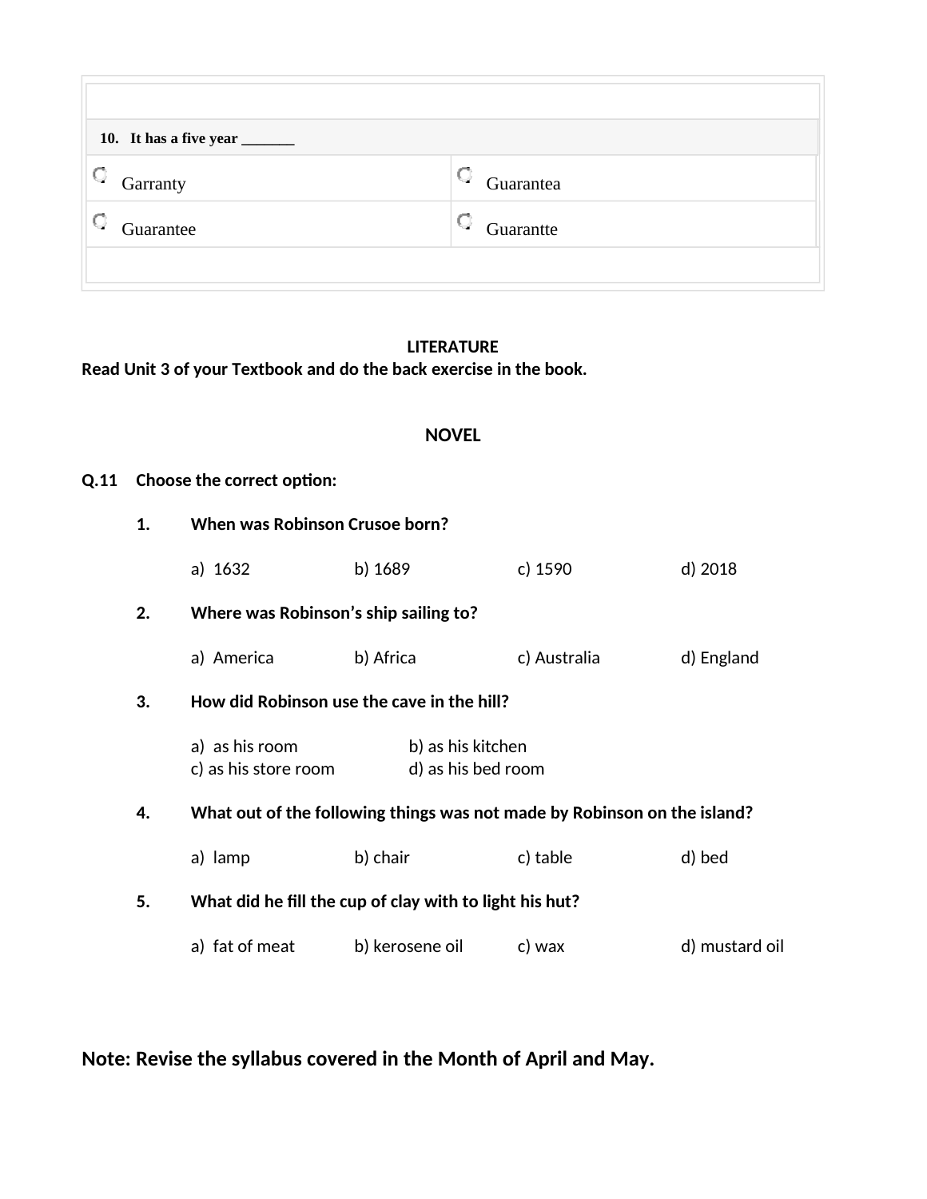| 10. It has a five year _______ | |
|---|---|
| Garranty | Guarantea |
| Guarantee | Guarantte |

**LITERATURE**

**Read Unit 3 of your Textbook and do the back exercise in the book.**

**NOVEL**

**Q.11 Choose the correct option:**

1. **When was Robinson Crusoe born?**

   a) 1632 b) 1689 c) 1590 d) 2018

2. **Where was Robinson's ship sailing to?**

   a) America b) Africa c) Australia d) England

3. **How did Robinson use the cave in the hill?**

   a) as his room b) as his kitchen
   c) as his store room d) as his bed room

4. **What out of the following things was not made by Robinson on the island?**

   a) lamp b) chair c) table d) bed

5. **What did he fill the cup of clay with to light his hut?**

   a) fat of meat b) kerosene oil c) wax d) mustard oil

**Note: Revise the syllabus covered in the Month of April and May.**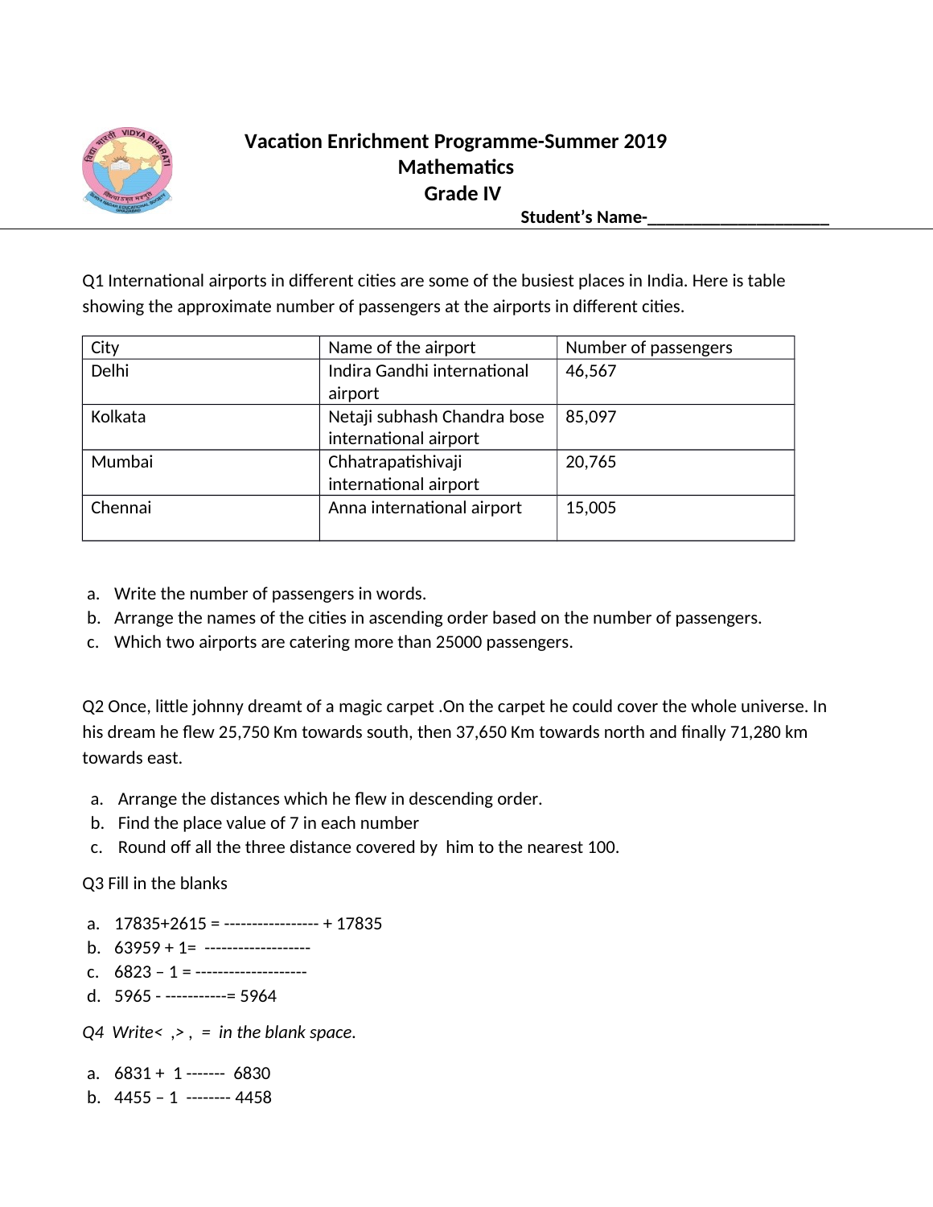# Vacation Enrichment Programme-Summer 2019

## Mathematics

## Grade IV

**Student's Name-____________________**

Q1 International airports in different cities are some of the busiest places in India. Here is table showing the approximate number of passengers at the airports in different cities.

| City | Name of the airport | Number of passengers |
| --- | --- | --- |
| Delhi | Indira Gandhi international airport | 46,567 |
| Kolkata | Netaji subhash Chandra bose international airport | 85,097 |
| Mumbai | Chhatrapatishivaji international airport | 20,765 |
| Chennai | Anna international airport | 15,005 |

a. Write the number of passengers in words.
b. Arrange the names of the cities in ascending order based on the number of passengers.
c. Which two airports are catering more than 25000 passengers.

Q2 Once, little johnny dreamt of a magic carpet .On the carpet he could cover the whole universe. In his dream he flew 25,750 Km towards south, then 37,650 Km towards north and finally 71,280 km towards east.

a. Arrange the distances which he flew in descending order.
b. Find the place value of 7 in each number
c. Round off all the three distance covered by him to the nearest 100.

Q3 Fill in the blanks

a. 17835+2615 = ----------------- + 17835
b. 63959 + 1= -------------------
c. 6823 – 1 = --------------------
d. 5965 - -----------= 5964

Q4 *Write< ,> , = in the blank space.*

a. 6831 + 1 ------- 6830
b. 4455 – 1 -------- 4458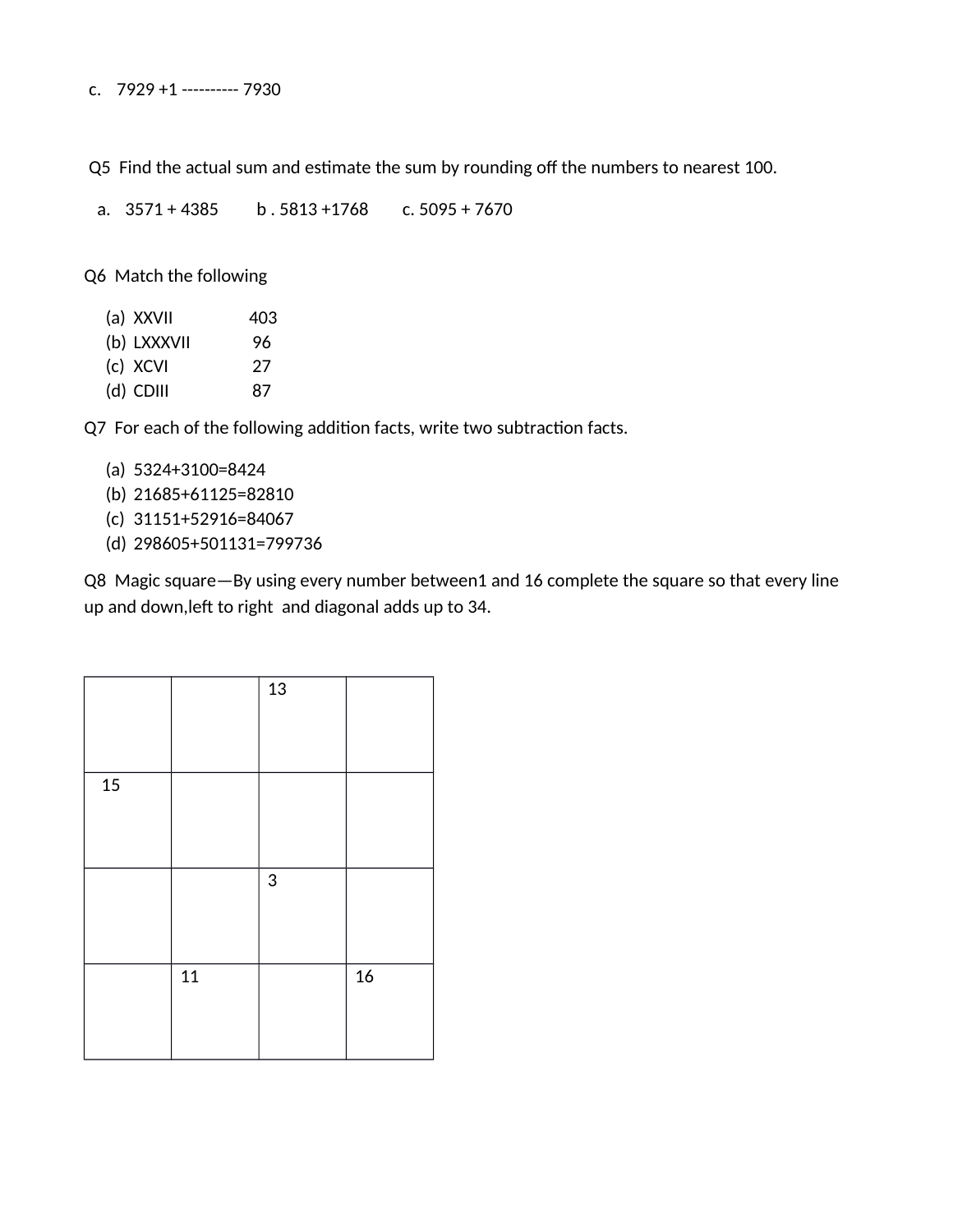c. 7929 +1 ---------- 7930

Q5 Find the actual sum and estimate the sum by rounding off the numbers to nearest 100.

a. 3571 + 4385 b . 5813 +1768 c. 5095 + 7670

Q6 Match the following

(a) XXVII 403
(b) LXXXVII 96
(c) XCVI 27
(d) CDIII 87

Q7 For each of the following addition facts, write two subtraction facts.

(a) 5324+3100=8424
(b) 21685+61125=82810
(c) 31151+52916=84067
(d) 298605+501131=799736

Q8 Magic square—By using every number between1 and 16 complete the square so that every line up and down,left to right and diagonal adds up to 34.

| | | | |
|---|---|---|---|
| | | 13 | |
| 15 | | | |
| | | 3 | |
| | 11 | | 16 |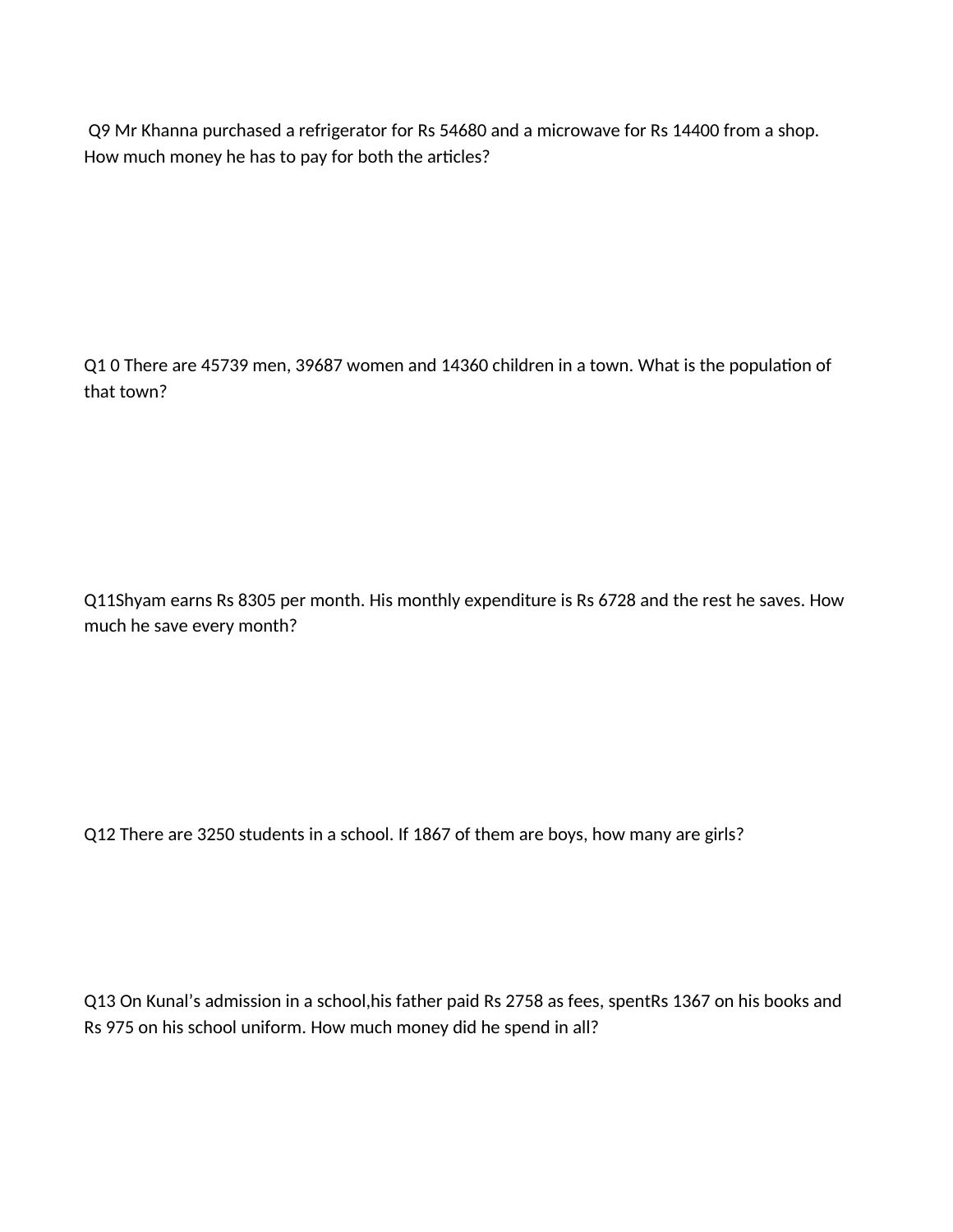Q9 Mr Khanna purchased a refrigerator for Rs 54680 and a microwave for Rs 14400 from a shop. How much money he has to pay for both the articles?

Q1 0 There are 45739 men, 39687 women and 14360 children in a town. What is the population of that town?

Q11Shyam earns Rs 8305 per month. His monthly expenditure is Rs 6728 and the rest he saves. How much he save every month?

Q12 There are 3250 students in a school. If 1867 of them are boys, how many are girls?

Q13 On Kunal’s admission in a school,his father paid Rs 2758 as fees, spentRs 1367 on his books and Rs 975 on his school uniform. How much money did he spend in all?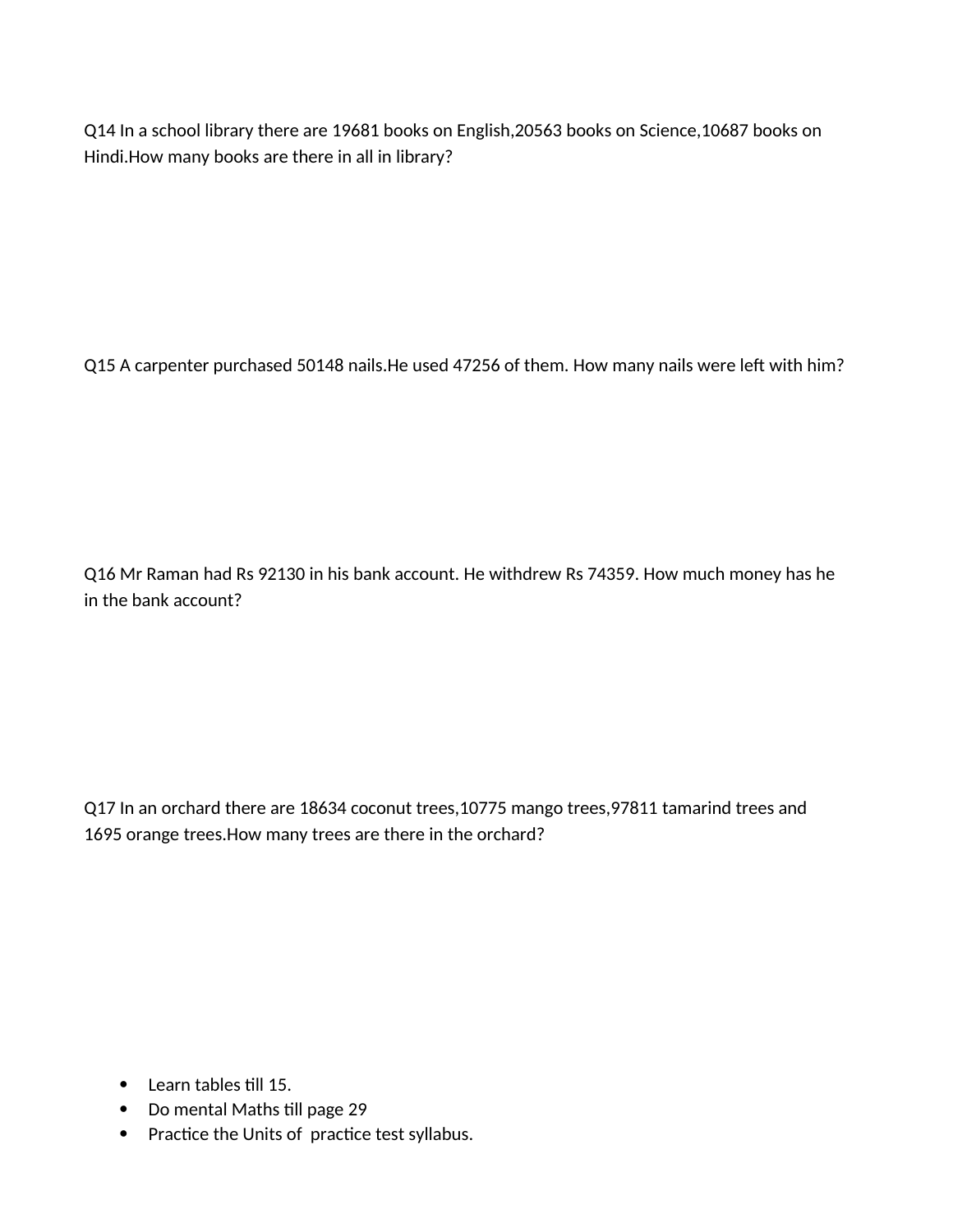Q14 In a school library there are 19681 books on English,20563 books on Science,10687 books on Hindi.How many books are there in all in library?

Q15 A carpenter purchased 50148 nails.He used 47256 of them. How many nails were left with him?

Q16 Mr Raman had Rs 92130 in his bank account. He withdrew Rs 74359. How much money has he in the bank account?

Q17 In an orchard there are 18634 coconut trees,10775 mango trees,97811 tamarind trees and 1695 orange trees.How many trees are there in the orchard?

- Learn tables till 15.
- Do mental Maths till page 29
- Practice the Units of practice test syllabus.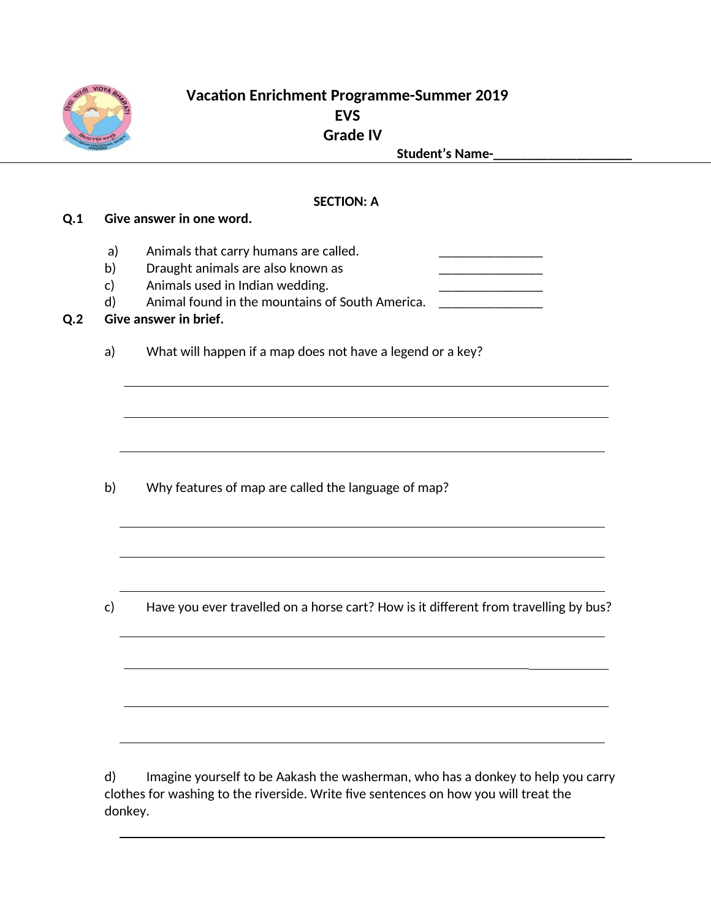**Vacation Enrichment Programme-Summer 2019**

**EVS**

**Grade IV**

**Student's Name-____________________**

**SECTION: A**

**Q.1 Give answer in one word.**

a) Animals that carry humans are called. _______________

b) Draught animals are also known as _______________

c) Animals used in Indian wedding. _______________

d) Animal found in the mountains of South America. _______________

**Q.2 Give answer in brief.**

a) What will happen if a map does not have a legend or a key?

_______________________________________________________________

_______________________________________________________________

_______________________________________________________________

b) Why features of map are called the language of map?

_______________________________________________________________

_______________________________________________________________

_______________________________________________________________

c) Have you ever travelled on a horse cart? How is it different from travelling by bus?

_______________________________________________________________

_______________________________________________________________

_______________________________________________________________

_______________________________________________________________

d) Imagine yourself to be Aakash the washerman, who has a donkey to help you carry clothes for washing to the riverside. Write five sentences on how you will treat the donkey.

_______________________________________________________________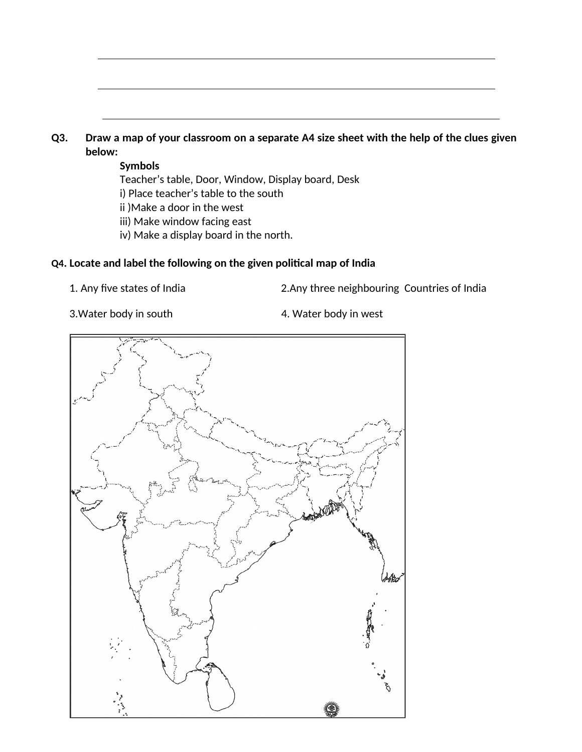**Q3.** **Draw a map of your classroom on a separate A4 size sheet with the help of the clues given below:**

**Symbols**

Teacher's table, Door, Window, Display board, Desk

i) Place teacher's table to the south

ii )Make a door in the west

iii) Make window facing east

iv) Make a display board in the north.

**Q4. Locate and label the following on the given political map of India**

1. Any five states of India

2. Any three neighbouring Countries of India

3. Water body in south

4. Water body in west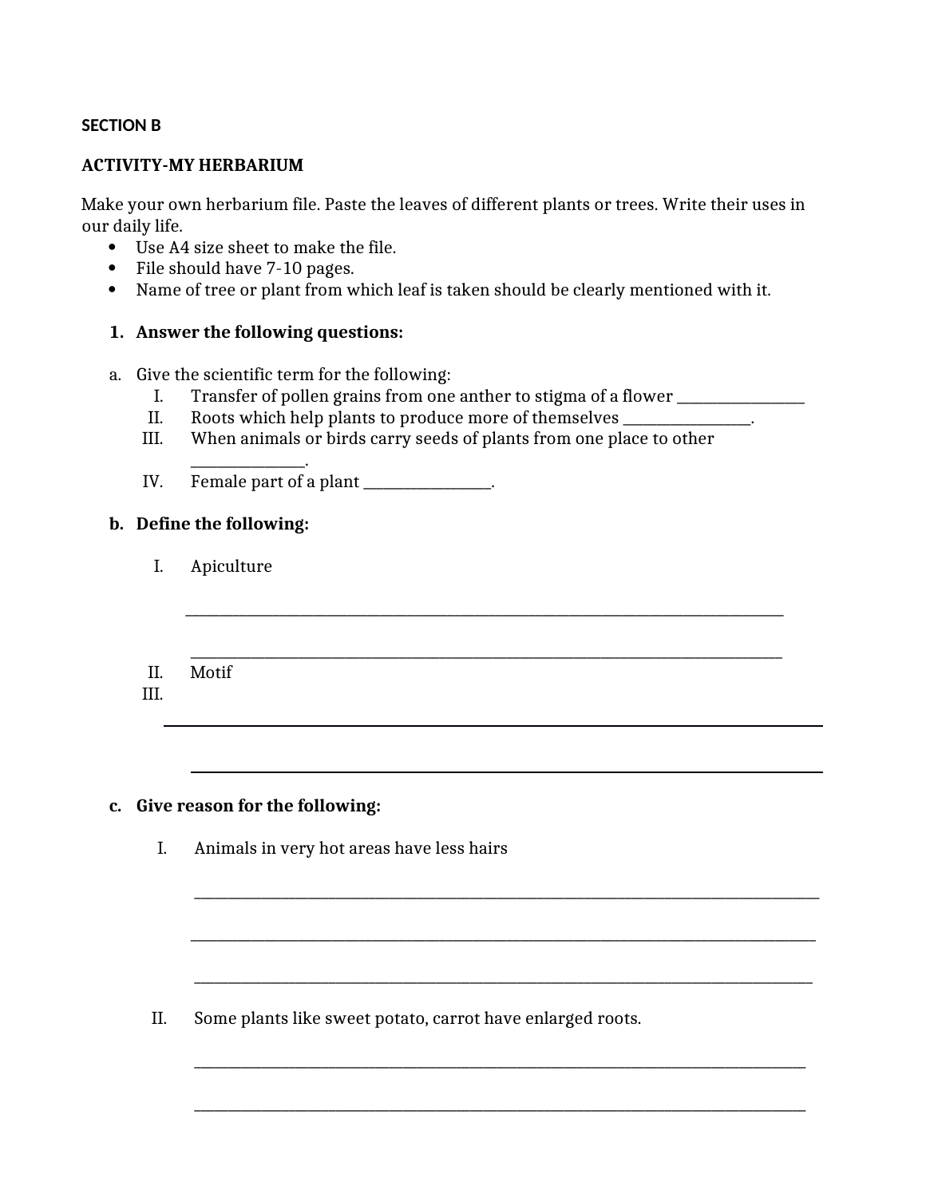**SECTION B**

**ACTIVITY-MY HERBARIUM**

Make your own herbarium file. Paste the leaves of different plants or trees. Write their uses in our daily life.

- Use A4 size sheet to make the file.
- File should have 7-10 pages.
- Name of tree or plant from which leaf is taken should be clearly mentioned with it.

**1. Answer the following questions:**

a. Give the scientific term for the following:

I. Transfer of pollen grains from one anther to stigma of a flower ________________

II. Roots which help plants to produce more of themselves ________________.

III. When animals or birds carry seeds of plants from one place to other ______________.

IV. Female part of a plant ________________.

**b. Define the following:**

I. Apiculture

________________________________________________________________________________

________________________________________________________________________________

II. Motif

III.

________________________________________________________________________________

________________________________________________________________________________

**c. Give reason for the following:**

I. Animals in very hot areas have less hairs

________________________________________________________________________________

________________________________________________________________________________

________________________________________________________________________________

II. Some plants like sweet potato, carrot have enlarged roots.

________________________________________________________________________________

________________________________________________________________________________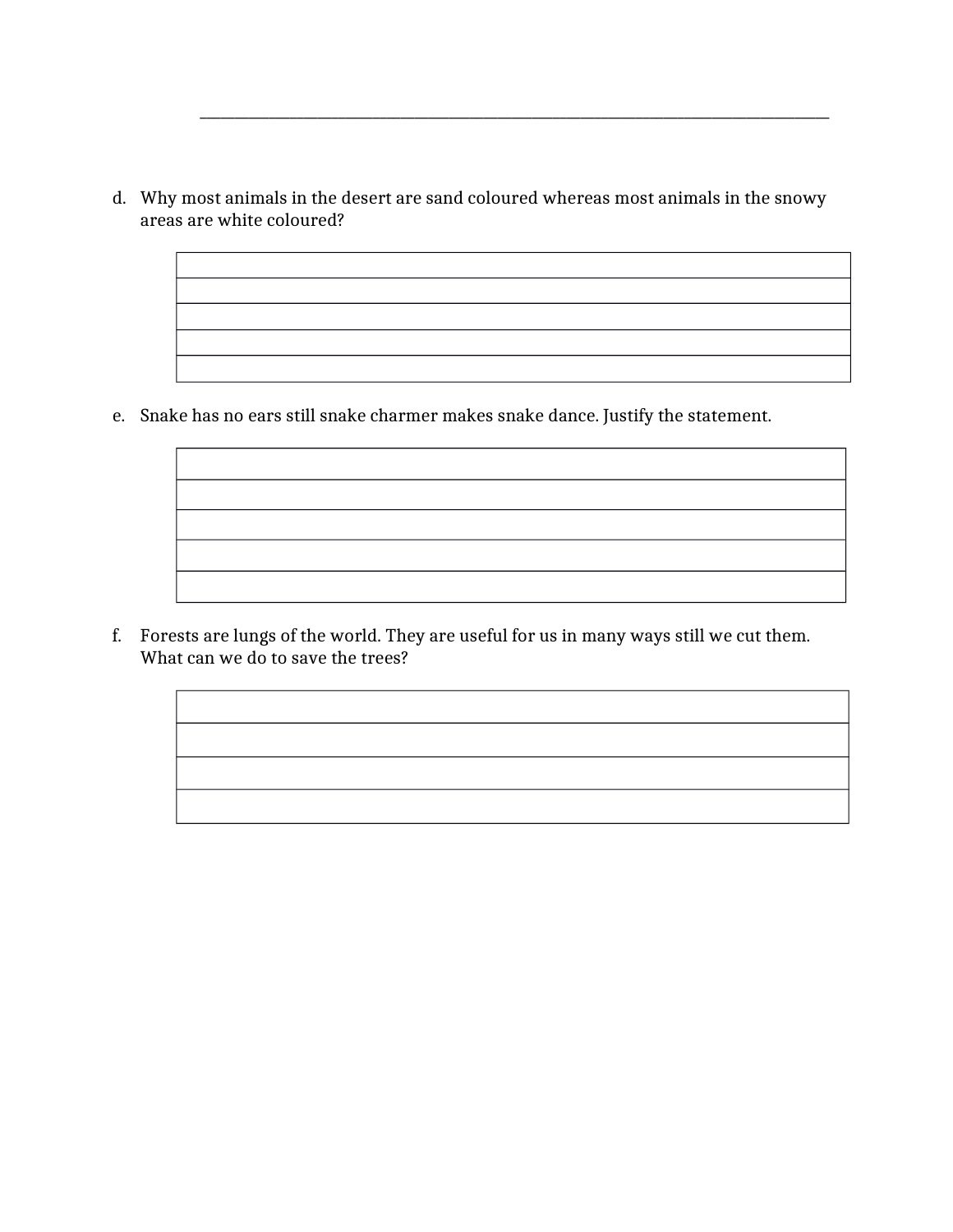\_\_\_\_\_\_\_\_\_\_\_\_\_\_\_\_\_\_\_\_\_\_\_\_\_\_\_\_\_\_\_\_\_\_\_\_\_\_\_\_\_\_\_\_\_\_\_\_\_\_\_\_\_\_\_\_\_\_\_\_\_\_\_\_\_\_\_\_\_\_\_\_\_\_\_\_\_\_

d. Why most animals in the desert are sand coloured whereas most animals in the snowy areas are white coloured?

| |
|---|
| |
| |
| |
| |

e. Snake has no ears still snake charmer makes snake dance. Justify the statement.

| |
|---|
| |
| |
| |
| |

f. Forests are lungs of the world. They are useful for us in many ways still we cut them. What can we do to save the trees?

| |
|---|
| |
| |
| |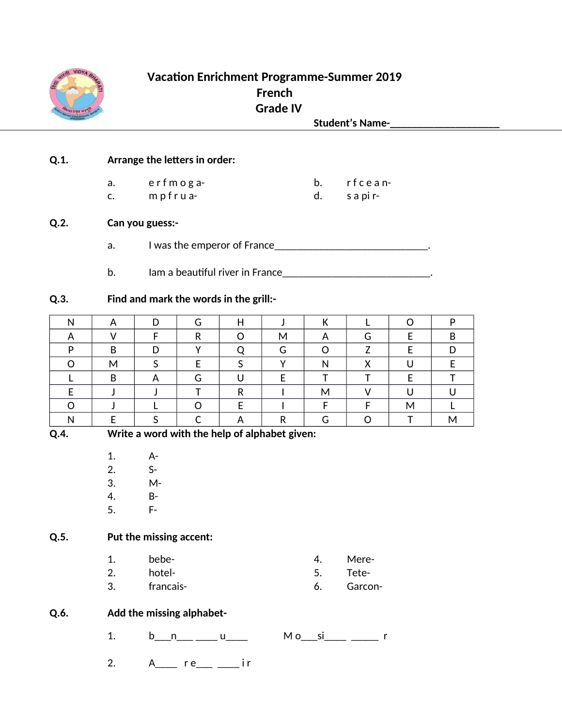# Vacation Enrichment Programme-Summer 2019
## French
## Grade IV

**Student's Name-____________________**

**Q.1.** **Arrange the letters in order:**

a. e r f m o g a-

b. r f c e a n-

c. m p f r u a-

d. s a pi r-

**Q.2.** **Can you guess:-**

a. I was the emperor of France_____________________________.

b. Iam a beautiful river in France____________________________.

**Q.3.** **Find and mark the words in the grill:-**

| N | A | D | G | H | J | K | L | O | P |
|---|---|---|---|---|---|---|---|---|---|
| A | V | F | R | O | M | A | G | E | B |
| P | B | D | Y | Q | G | O | Z | E | D |
| O | M | S | E | S | Y | N | X | U | E |
| L | B | A | G | U | E | T | T | E | T |
| E | J | J | T | R | I | M | V | U | U |
| O | J | L | O | E | I | F | F | M | L |
| N | E | S | C | A | R | G | O | T | M |

**Q.4.** **Write a word with the help of alphabet given:**

1. A-
2. S-
3. M-
4. B-
5. F-

**Q.5.** **Put the missing accent:**

1. bebe-
2. hotel-
3. francais-
4. Mere-
5. Tete-
6. Garcon-

**Q.6.** **Add the missing alphabet-**

1. b___n___ ____ u____ M o___si____ _____ r

2. A____ r e___ ____ i r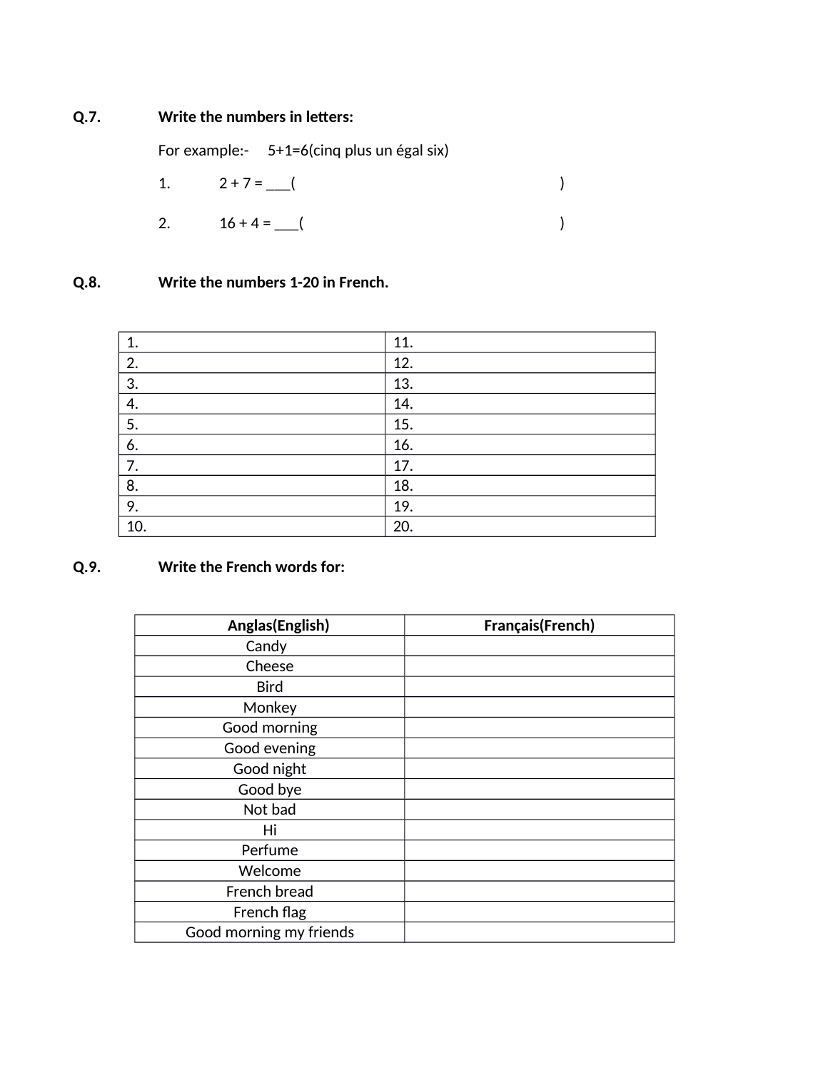**Q.7.** **Write the numbers in letters:**

For example:- 5+1=6(cinq plus un égal six)

1. 2 + 7 = ___(                                        )

2. 16 + 4 = ___(                                        )

**Q.8.** **Write the numbers 1-20 in French.**

| 1. | 11. |
|---|---|
| 2. | 12. |
| 3. | 13. |
| 4. | 14. |
| 5. | 15. |
| 6. | 16. |
| 7. | 17. |
| 8. | 18. |
| 9. | 19. |
| 10. | 20. |

**Q.9.** **Write the French words for:**

| **Anglas(English)** | **Français(French)** |
|---|---|
| Candy | |
| Cheese | |
| Bird | |
| Monkey | |
| Good morning | |
| Good evening | |
| Good night | |
| Good bye | |
| Not bad | |
| Hi | |
| Perfume | |
| Welcome | |
| French bread | |
| French flag | |
| Good morning my friends | |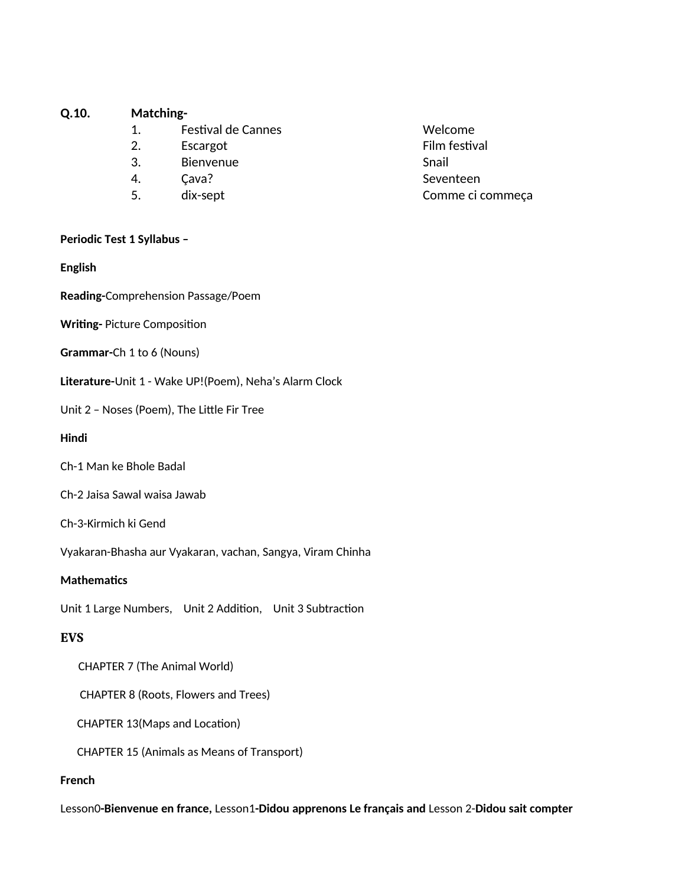**Q.10.** **Matching-**

| | | |
|---|---|---|
| 1. | Festival de Cannes | Welcome |
| 2. | Escargot | Film festival |
| 3. | Bienvenue | Snail |
| 4. | Çava? | Seventeen |
| 5. | dix-sept | Comme ci commeça |

**Periodic Test 1 Syllabus –**

**English**

**Reading-**Comprehension Passage/Poem

**Writing-** Picture Composition

**Grammar-**Ch 1 to 6 (Nouns)

**Literature-**Unit 1 - Wake UP!(Poem), Neha's Alarm Clock

Unit 2 – Noses (Poem), The Little Fir Tree

**Hindi**

Ch-1 Man ke Bhole Badal

Ch-2 Jaisa Sawal waisa Jawab

Ch-3-Kirmich ki Gend

Vyakaran-Bhasha aur Vyakaran, vachan, Sangya, Viram Chinha

**Mathematics**

Unit 1 Large Numbers, Unit 2 Addition, Unit 3 Subtraction

**EVS**

CHAPTER 7 (The Animal World)

CHAPTER 8 (Roots, Flowers and Trees)

CHAPTER 13(Maps and Location)

CHAPTER 15 (Animals as Means of Transport)

**French**

Lesson0**-Bienvenue en france,** Lesson1**-Didou apprenons Le français and** Lesson 2-**Didou sait compter**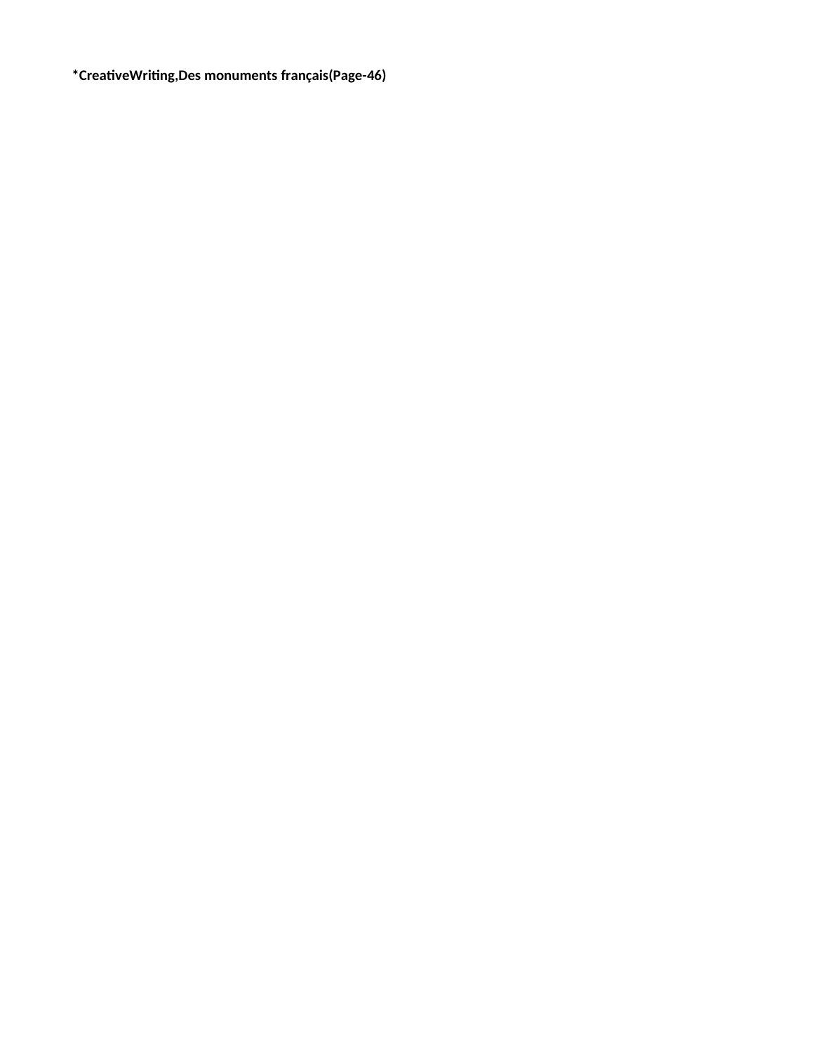**\*CreativeWriting,Des monuments français(Page-46)**

***CreativeWriting,Des monuments français(Page-46)**